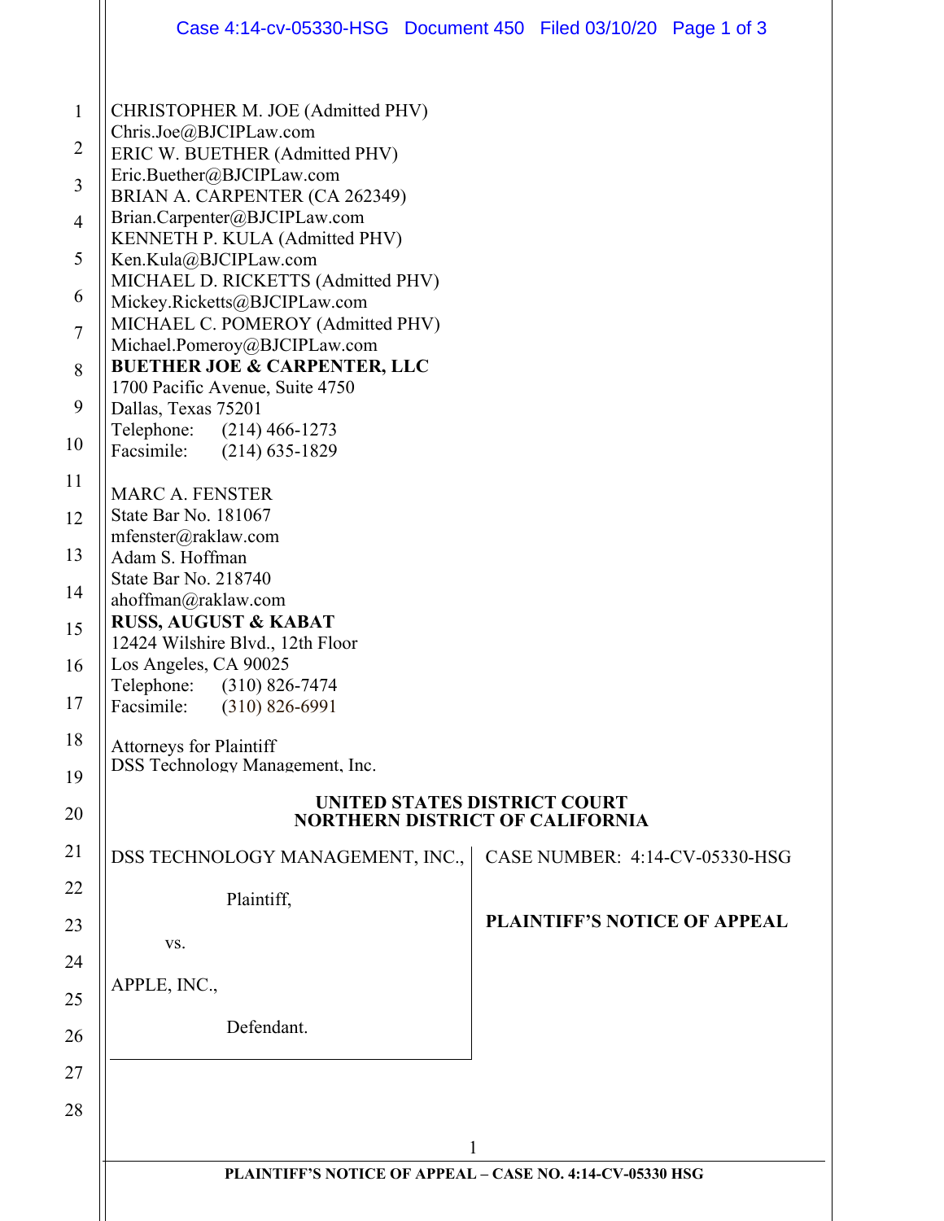CHRISTOPHER M. JOE (Admitted PHV)
Chris.Joe@BJCIPLaw.com
ERIC W. BUETHER (Admitted PHV)
Eric.Buether@BJCIPLaw.com
BRIAN A. CARPENTER (CA 262349)
Brian.Carpenter@BJCIPLaw.com
KENNETH P. KULA (Admitted PHV)
Ken.Kula@BJCIPLaw.com
MICHAEL D. RICKETTS (Admitted PHV)
Mickey.Ricketts@BJCIPLaw.com
MICHAEL C. POMEROY (Admitted PHV)
Michael.Pomeroy@BJCIPLaw.com
**BUETHER JOE & CARPENTER, LLC**
1700 Pacific Avenue, Suite 4750
Dallas, Texas 75201
Telephone: (214) 466-1273
Facsimile: (214) 635-1829

MARC A. FENSTER
State Bar No. 181067
mfenster@raklaw.com
Adam S. Hoffman
State Bar No. 218740
ahoffman@raklaw.com
**RUSS, AUGUST & KABAT**
12424 Wilshire Blvd., 12th Floor
Los Angeles, CA 90025
Telephone: (310) 826-7474
Facsimile: (310) 826-6991

Attorneys for Plaintiff
DSS Technology Management, Inc.

**UNITED STATES DISTRICT COURT**
**NORTHERN DISTRICT OF CALIFORNIA**

DSS TECHNOLOGY MANAGEMENT, INC.,

Plaintiff,

vs.

APPLE, INC.,

Defendant.

CASE NUMBER: 4:14-CV-05330-HSG

**PLAINTIFF'S NOTICE OF APPEAL**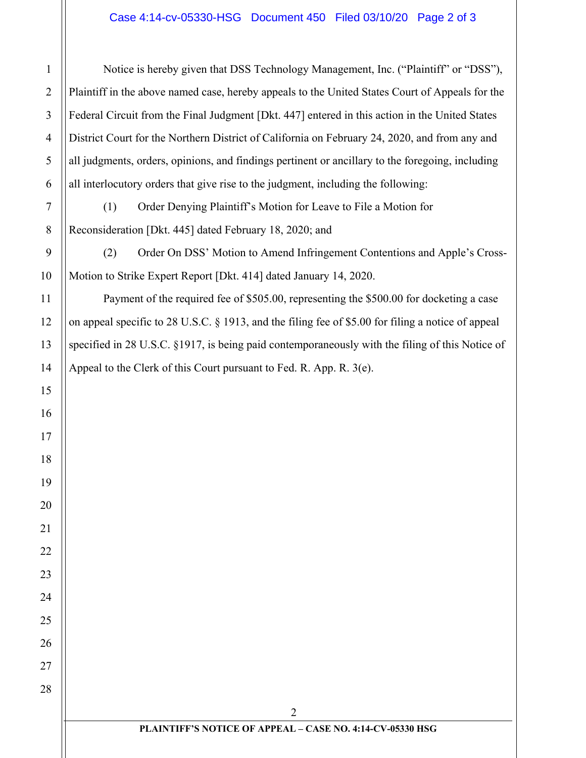Notice is hereby given that DSS Technology Management, Inc. ("Plaintiff" or "DSS"), Plaintiff in the above named case, hereby appeals to the United States Court of Appeals for the Federal Circuit from the Final Judgment [Dkt. 447] entered in this action in the United States District Court for the Northern District of California on February 24, 2020, and from any and all judgments, orders, opinions, and findings pertinent or ancillary to the foregoing, including all interlocutory orders that give rise to the judgment, including the following:

(1) Order Denying Plaintiff's Motion for Leave to File a Motion for Reconsideration [Dkt. 445] dated February 18, 2020; and

(2) Order On DSS' Motion to Amend Infringement Contentions and Apple's Cross-Motion to Strike Expert Report [Dkt. 414] dated January 14, 2020.

Payment of the required fee of $505.00, representing the $500.00 for docketing a case on appeal specific to 28 U.S.C. § 1913, and the filing fee of $5.00 for filing a notice of appeal specified in 28 U.S.C. §1917, is being paid contemporaneously with the filing of this Notice of Appeal to the Clerk of this Court pursuant to Fed. R. App. R. 3(e).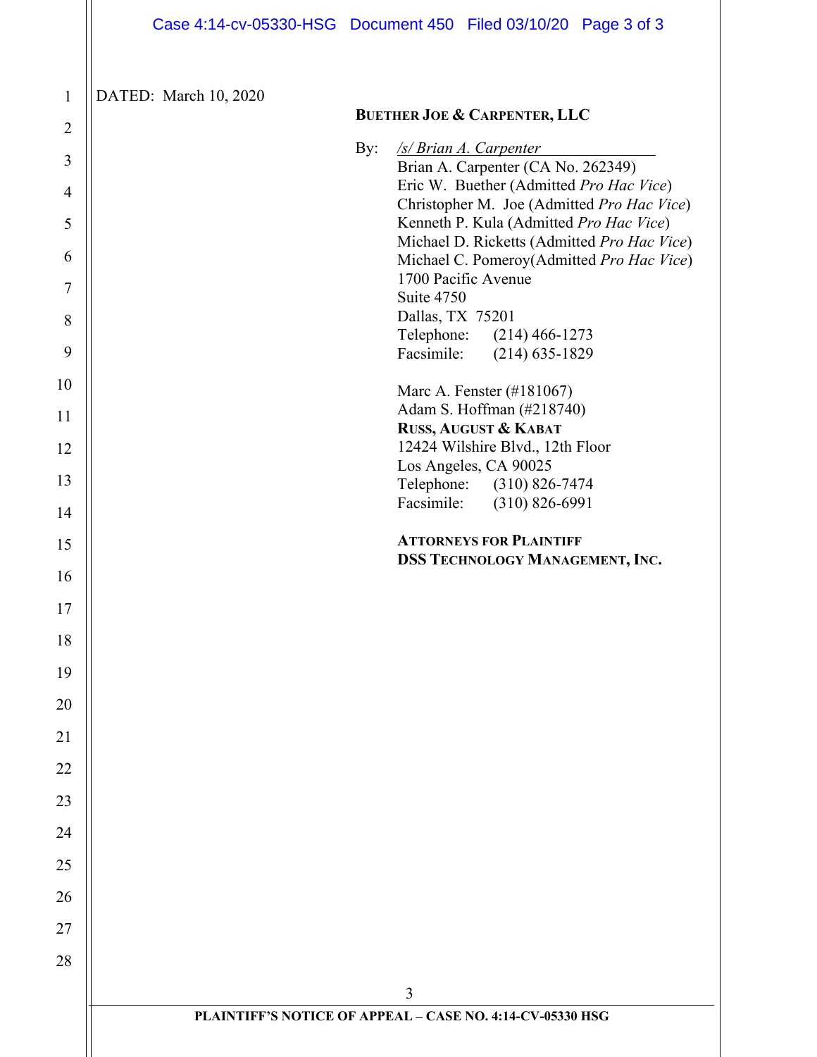DATED: March 10, 2020

**BUETHER JOE & CARPENTER, LLC**

By: /s/ Brian A. Carpenter
Brian A. Carpenter (CA No. 262349)
Eric W. Buether (Admitted *Pro Hac Vice*)
Christopher M. Joe (Admitted *Pro Hac Vice*)
Kenneth P. Kula (Admitted *Pro Hac Vice*)
Michael D. Ricketts (Admitted *Pro Hac Vice*)
Michael C. Pomeroy(Admitted *Pro Hac Vice*)
1700 Pacific Avenue
Suite 4750
Dallas, TX 75201
Telephone: (214) 466-1273
Facsimile: (214) 635-1829

Marc A. Fenster (#181067)
Adam S. Hoffman (#218740)
**RUSS, AUGUST & KABAT**
12424 Wilshire Blvd., 12th Floor
Los Angeles, CA 90025
Telephone: (310) 826-7474
Facsimile: (310) 826-6991

**ATTORNEYS FOR PLAINTIFF DSS TECHNOLOGY MANAGEMENT, INC.**